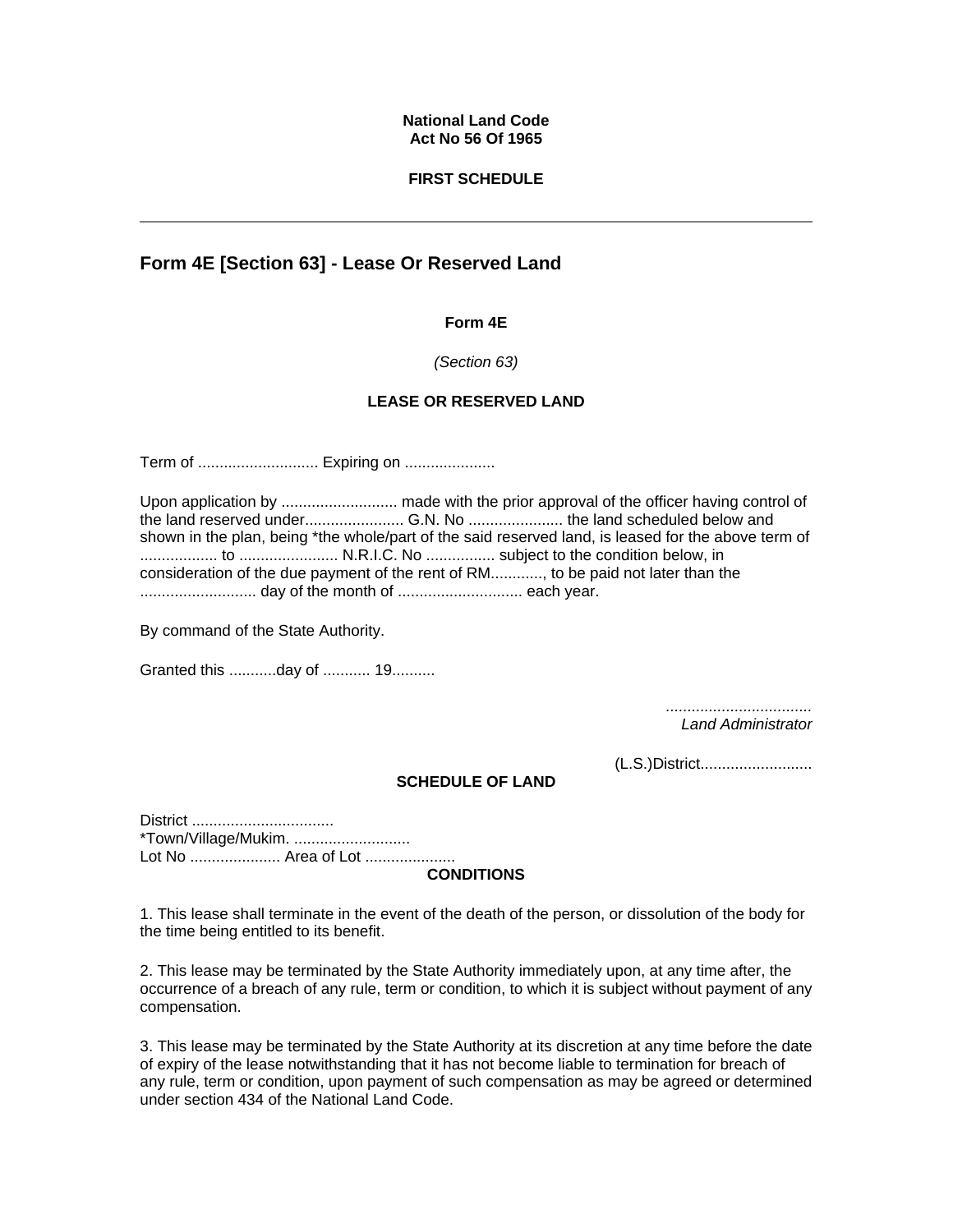**National Land Code**
**Act No 56 Of 1965**

**FIRST SCHEDULE**

---

## Form 4E [Section 63] - Lease Or Reserved Land

**Form 4E**

*(Section 63)*

**LEASE OR RESERVED LAND**

Term of ............................ Expiring on .....................

Upon application by ........................... made with the prior approval of the officer having control of the land reserved under....................... G.N. No ...................... the land scheduled below and shown in the plan, being *the whole/part of the said reserved land, is leased for the above term of .................. to ....................... N.R.I.C. No ................ subject to the condition below, in consideration of the due payment of the rent of RM............, to be paid not later than the ........................... day of the month of ............................. each year.

By command of the State Authority.

Granted this ...........day of ........... 19..........

*..................................*
*Land Administrator*

(L.S.)District..........................

**SCHEDULE OF LAND**

District .................................
*Town/Village/Mukim. ...........................
Lot No ..................... Area of Lot .....................

**CONDITIONS**

1. This lease shall terminate in the event of the death of the person, or dissolution of the body for the time being entitled to its benefit.

2. This lease may be terminated by the State Authority immediately upon, at any time after, the occurrence of a breach of any rule, term or condition, to which it is subject without payment of any compensation.

3. This lease may be terminated by the State Authority at its discretion at any time before the date of expiry of the lease notwithstanding that it has not become liable to termination for breach of any rule, term or condition, upon payment of such compensation as may be agreed or determined under section 434 of the National Land Code.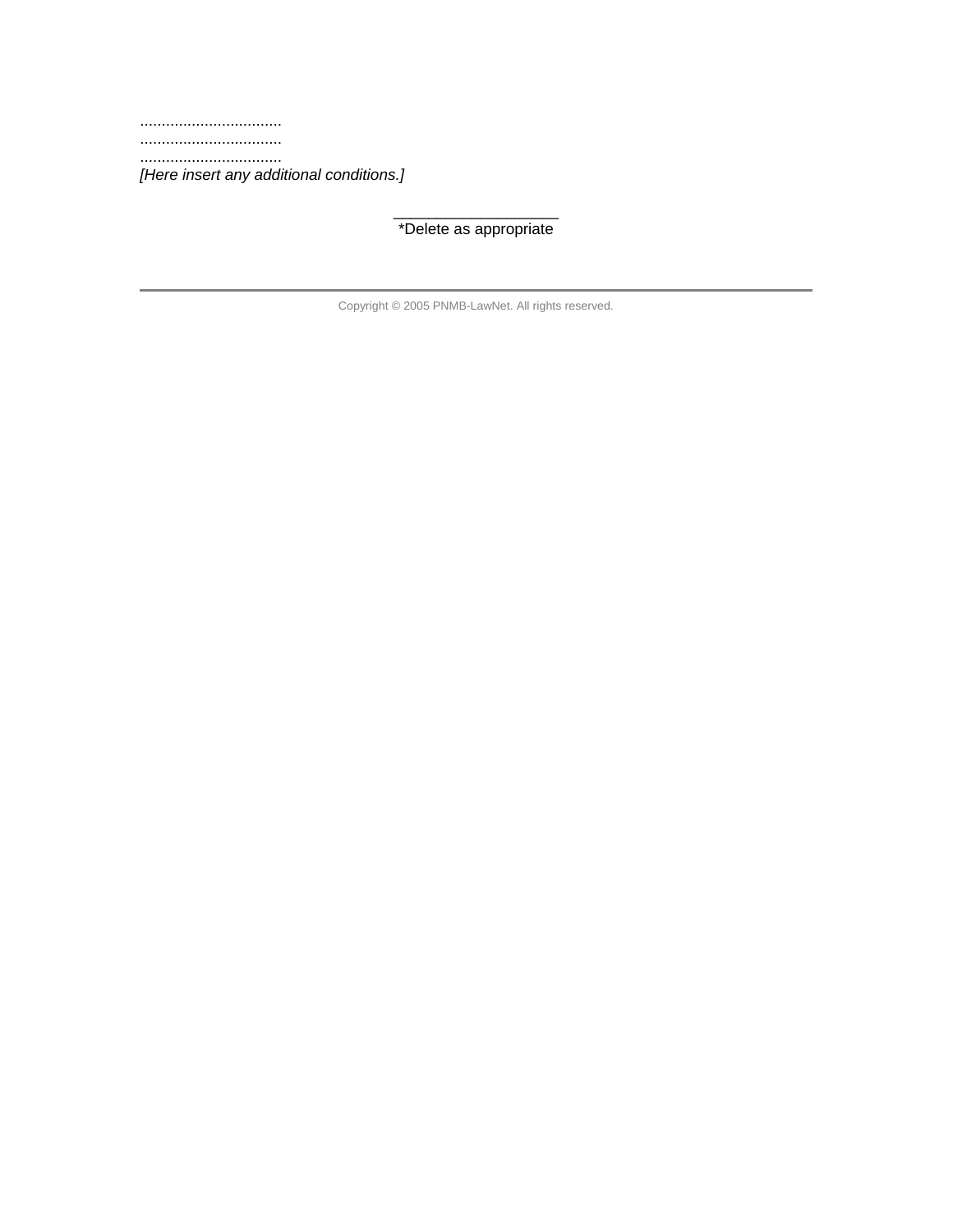.................................
.................................
.................................
*[Here insert any additional conditions.]*

___________________
*Delete as appropriate

Copyright © 2005 PNMB-LawNet. All rights reserved.